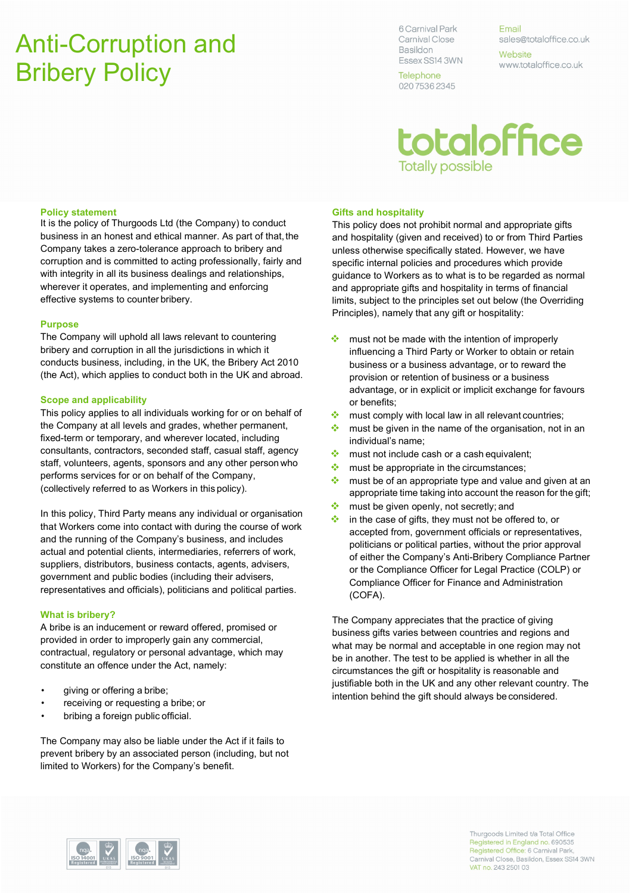# Anti-Corruption and Bribery Policy

6 Carnival Park
Carnival Close
Basildon
Essex SS14 3WN

Telephone
020 7536 2345

Email
sales@totaloffice.co.uk

Website
www.totaloffice.co.uk

totaloffice
Totally possible

### Policy statement

It is the policy of Thurgoods Ltd (the Company) to conduct business in an honest and ethical manner. As part of that, the Company takes a zero-tolerance approach to bribery and corruption and is committed to acting professionally, fairly and with integrity in all its business dealings and relationships, wherever it operates, and implementing and enforcing effective systems to counter bribery.

### Purpose

The Company will uphold all laws relevant to countering bribery and corruption in all the jurisdictions in which it conducts business, including, in the UK, the Bribery Act 2010 (the Act), which applies to conduct both in the UK and abroad.

### Scope and applicability

This policy applies to all individuals working for or on behalf of the Company at all levels and grades, whether permanent, fixed-term or temporary, and wherever located, including consultants, contractors, seconded staff, casual staff, agency staff, volunteers, agents, sponsors and any other person who performs services for or on behalf of the Company, (collectively referred to as Workers in this policy).

In this policy, Third Party means any individual or organisation that Workers come into contact with during the course of work and the running of the Company's business, and includes actual and potential clients, intermediaries, referrers of work, suppliers, distributors, business contacts, agents, advisers, government and public bodies (including their advisers, representatives and officials), politicians and political parties.

### What is bribery?

A bribe is an inducement or reward offered, promised or provided in order to improperly gain any commercial, contractual, regulatory or personal advantage, which may constitute an offence under the Act, namely:

- giving or offering a bribe;
- receiving or requesting a bribe; or
- bribing a foreign public official.

The Company may also be liable under the Act if it fails to prevent bribery by an associated person (including, but not limited to Workers) for the Company's benefit.

### Gifts and hospitality

This policy does not prohibit normal and appropriate gifts and hospitality (given and received) to or from Third Parties unless otherwise specifically stated. However, we have specific internal policies and procedures which provide guidance to Workers as to what is to be regarded as normal and appropriate gifts and hospitality in terms of financial limits, subject to the principles set out below (the Overriding Principles), namely that any gift or hospitality:

- must not be made with the intention of improperly influencing a Third Party or Worker to obtain or retain business or a business advantage, or to reward the provision or retention of business or a business advantage, or in explicit or implicit exchange for favours or benefits;
- must comply with local law in all relevant countries;
- must be given in the name of the organisation, not in an individual's name;
- must not include cash or a cash equivalent;
- must be appropriate in the circumstances;
- must be of an appropriate type and value and given at an appropriate time taking into account the reason for the gift;
- must be given openly, not secretly; and
- in the case of gifts, they must not be offered to, or accepted from, government officials or representatives, politicians or political parties, without the prior approval of either the Company's Anti-Bribery Compliance Partner or the Compliance Officer for Legal Practice (COLP) or Compliance Officer for Finance and Administration (COFA).

The Company appreciates that the practice of giving business gifts varies between countries and regions and what may be normal and acceptable in one region may not be in another. The test to be applied is whether in all the circumstances the gift or hospitality is reasonable and justifiable both in the UK and any other relevant country. The intention behind the gift should always be considered.

Thurgoods Limited t/a Total Office
Registered in England no. 690535
Registered Office: 6 Carnival Park, Carnival Close, Basildon, Essex SS14 3WN
VAT no. 243 2501 03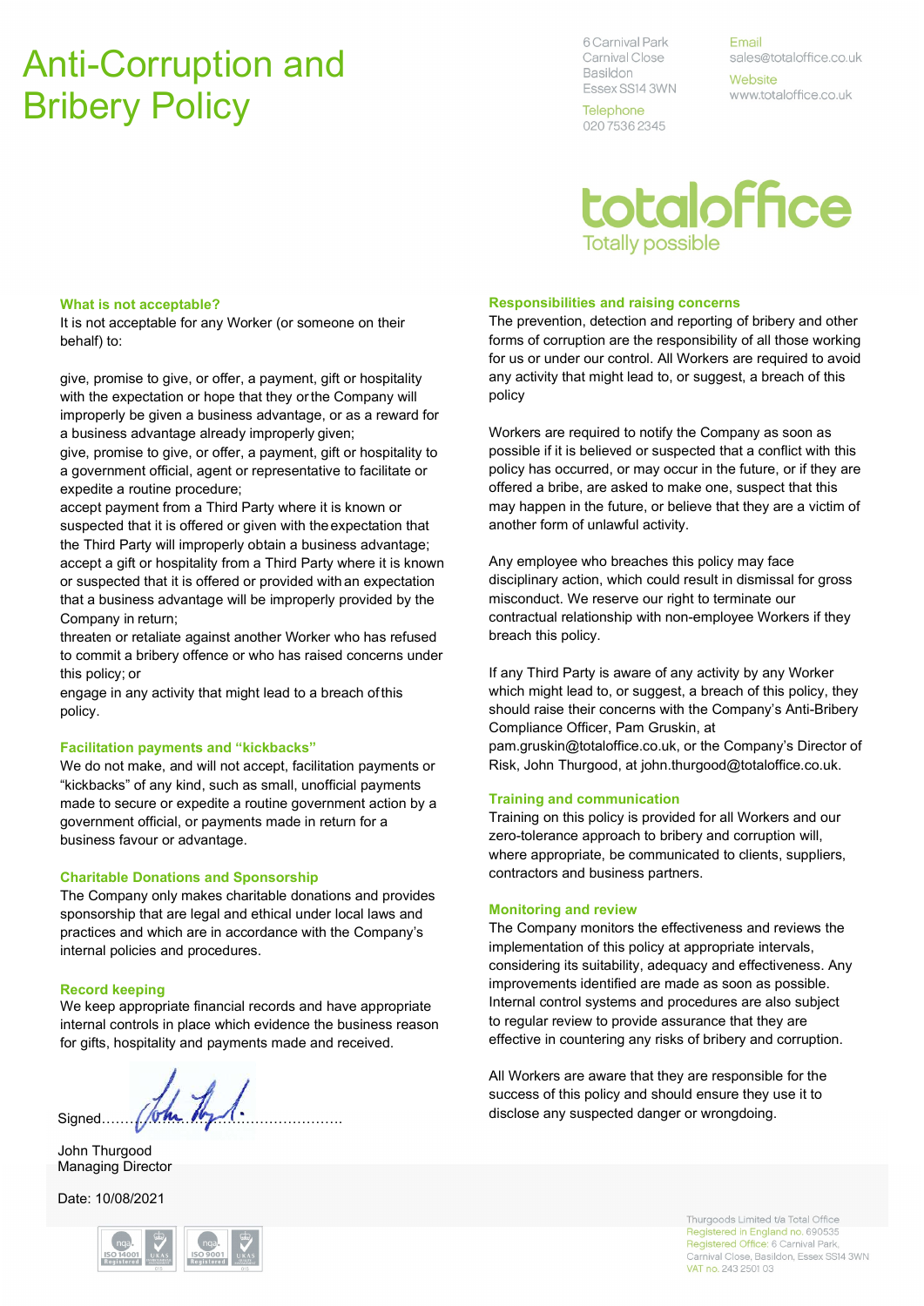# Anti-Corruption and Bribery Policy

6 Carnival Park
Carnival Close
Basildon
Essex SS14 3WN

Telephone
020 7536 2345

Email
sales@totaloffice.co.uk

Website
www.totaloffice.co.uk

totaloffice
Totally possible

### What is not acceptable?

It is not acceptable for any Worker (or someone on their behalf) to:

give, promise to give, or offer, a payment, gift or hospitality with the expectation or hope that they or the Company will improperly be given a business advantage, or as a reward for a business advantage already improperly given;
give, promise to give, or offer, a payment, gift or hospitality to a government official, agent or representative to facilitate or expedite a routine procedure;
accept payment from a Third Party where it is known or suspected that it is offered or given with the expectation that the Third Party will improperly obtain a business advantage;
accept a gift or hospitality from a Third Party where it is known or suspected that it is offered or provided with an expectation that a business advantage will be improperly provided by the Company in return;
threaten or retaliate against another Worker who has refused to commit a bribery offence or who has raised concerns under this policy; or
engage in any activity that might lead to a breach of this policy.

### Facilitation payments and "kickbacks"

We do not make, and will not accept, facilitation payments or "kickbacks" of any kind, such as small, unofficial payments made to secure or expedite a routine government action by a government official, or payments made in return for a business favour or advantage.

### Charitable Donations and Sponsorship

The Company only makes charitable donations and provides sponsorship that are legal and ethical under local laws and practices and which are in accordance with the Company's internal policies and procedures.

### Record keeping

We keep appropriate financial records and have appropriate internal controls in place which evidence the business reason for gifts, hospitality and payments made and received.

### Responsibilities and raising concerns

The prevention, detection and reporting of bribery and other forms of corruption are the responsibility of all those working for us or under our control. All Workers are required to avoid any activity that might lead to, or suggest, a breach of this policy

Workers are required to notify the Company as soon as possible if it is believed or suspected that a conflict with this policy has occurred, or may occur in the future, or if they are offered a bribe, are asked to make one, suspect that this may happen in the future, or believe that they are a victim of another form of unlawful activity.

Any employee who breaches this policy may face disciplinary action, which could result in dismissal for gross misconduct. We reserve our right to terminate our contractual relationship with non-employee Workers if they breach this policy.

If any Third Party is aware of any activity by any Worker which might lead to, or suggest, a breach of this policy, they should raise their concerns with the Company's Anti-Bribery Compliance Officer, Pam Gruskin, at pam.gruskin@totaloffice.co.uk, or the Company's Director of Risk, John Thurgood, at john.thurgood@totaloffice.co.uk.

### Training and communication

Training on this policy is provided for all Workers and our zero-tolerance approach to bribery and corruption will, where appropriate, be communicated to clients, suppliers, contractors and business partners.

### Monitoring and review

The Company monitors the effectiveness and reviews the implementation of this policy at appropriate intervals, considering its suitability, adequacy and effectiveness. Any improvements identified are made as soon as possible. Internal control systems and procedures are also subject to regular review to provide assurance that they are effective in countering any risks of bribery and corruption.

All Workers are aware that they are responsible for the success of this policy and should ensure they use it to disclose any suspected danger or wrongdoing.

Signed…………………………………………………

John Thurgood
Managing Director

Date: 10/08/2021

Thurgoods Limited t/a Total Office
Registered in England no. 690535
Registered Office: 6 Carnival Park, Carnival Close, Basildon, Essex SS14 3WN
VAT no. 243 2501 03